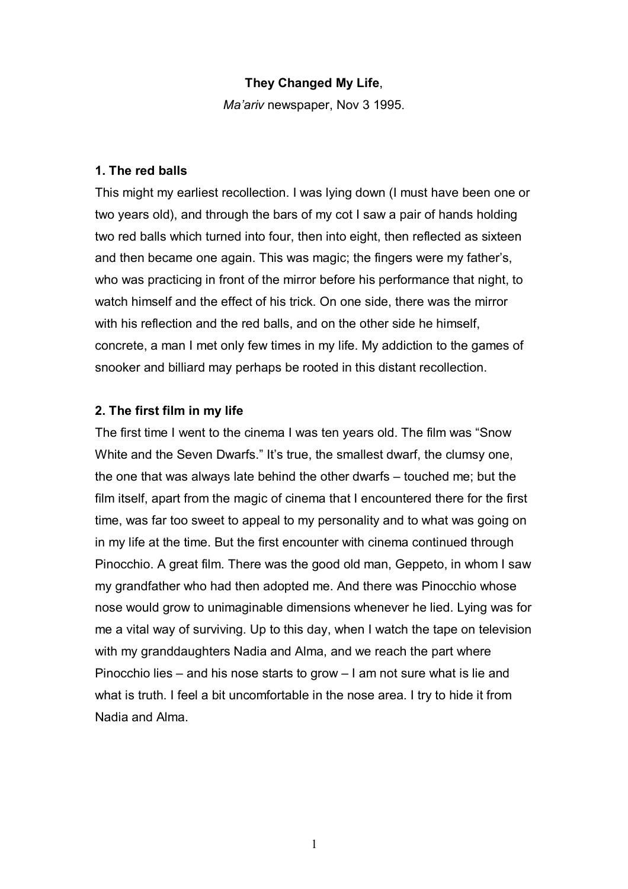**They Changed My Life**,

*Ma'ariv* newspaper, Nov 3 1995.

### 1. The red balls

This might my earliest recollection. I was lying down (I must have been one or two years old), and through the bars of my cot I saw a pair of hands holding two red balls which turned into four, then into eight, then reflected as sixteen and then became one again. This was magic; the fingers were my father's, who was practicing in front of the mirror before his performance that night, to watch himself and the effect of his trick. On one side, there was the mirror with his reflection and the red balls, and on the other side he himself, concrete, a man I met only few times in my life. My addiction to the games of snooker and billiard may perhaps be rooted in this distant recollection.

### 2. The first film in my life

The first time I went to the cinema I was ten years old. The film was "Snow White and the Seven Dwarfs." It's true, the smallest dwarf, the clumsy one, the one that was always late behind the other dwarfs – touched me; but the film itself, apart from the magic of cinema that I encountered there for the first time, was far too sweet to appeal to my personality and to what was going on in my life at the time. But the first encounter with cinema continued through Pinocchio. A great film. There was the good old man, Geppeto, in whom I saw my grandfather who had then adopted me. And there was Pinocchio whose nose would grow to unimaginable dimensions whenever he lied. Lying was for me a vital way of surviving. Up to this day, when I watch the tape on television with my granddaughters Nadia and Alma, and we reach the part where Pinocchio lies – and his nose starts to grow – I am not sure what is lie and what is truth. I feel a bit uncomfortable in the nose area. I try to hide it from Nadia and Alma.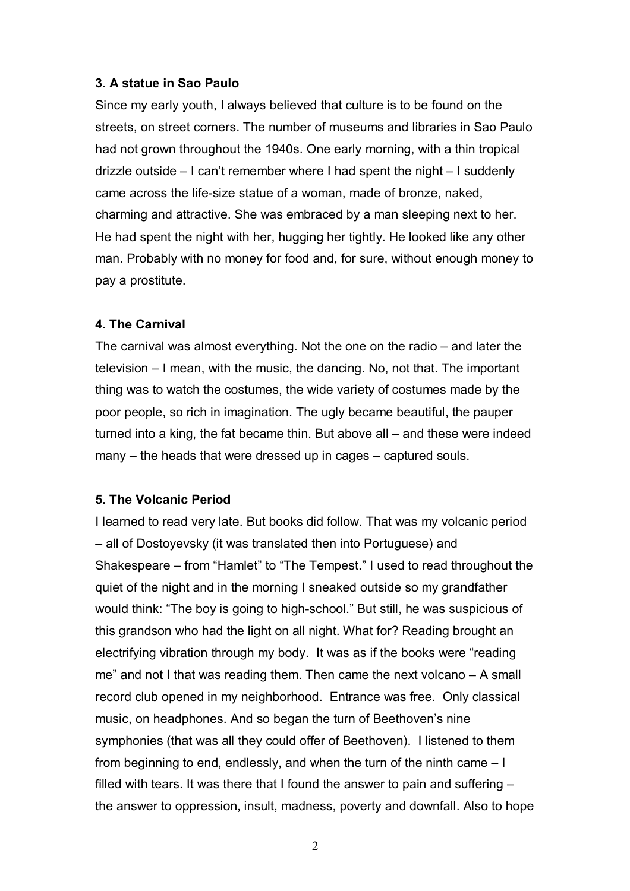**3. A statue in Sao Paulo**

Since my early youth, I always believed that culture is to be found on the streets, on street corners. The number of museums and libraries in Sao Paulo had not grown throughout the 1940s. One early morning, with a thin tropical drizzle outside – I can't remember where I had spent the night – I suddenly came across the life-size statue of a woman, made of bronze, naked, charming and attractive. She was embraced by a man sleeping next to her. He had spent the night with her, hugging her tightly. He looked like any other man. Probably with no money for food and, for sure, without enough money to pay a prostitute.

**4. The Carnival**

The carnival was almost everything. Not the one on the radio – and later the television – I mean, with the music, the dancing. No, not that. The important thing was to watch the costumes, the wide variety of costumes made by the poor people, so rich in imagination. The ugly became beautiful, the pauper turned into a king, the fat became thin. But above all – and these were indeed many – the heads that were dressed up in cages – captured souls.

**5. The Volcanic Period**

I learned to read very late. But books did follow. That was my volcanic period – all of Dostoyevsky (it was translated then into Portuguese) and Shakespeare – from "Hamlet" to "The Tempest." I used to read throughout the quiet of the night and in the morning I sneaked outside so my grandfather would think: "The boy is going to high-school." But still, he was suspicious of this grandson who had the light on all night. What for? Reading brought an electrifying vibration through my body. It was as if the books were "reading me" and not I that was reading them. Then came the next volcano – A small record club opened in my neighborhood. Entrance was free. Only classical music, on headphones. And so began the turn of Beethoven's nine symphonies (that was all they could offer of Beethoven). I listened to them from beginning to end, endlessly, and when the turn of the ninth came – I filled with tears. It was there that I found the answer to pain and suffering – the answer to oppression, insult, madness, poverty and downfall. Also to hope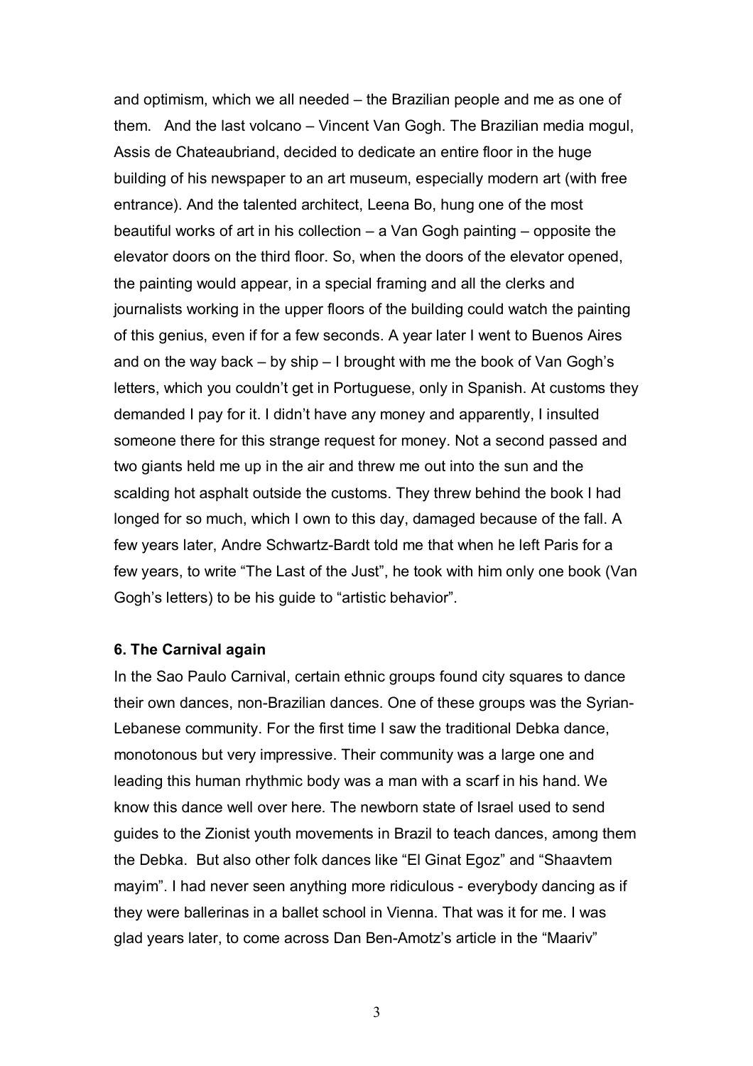and optimism, which we all needed – the Brazilian people and me as one of them.  And the last volcano – Vincent Van Gogh. The Brazilian media mogul, Assis de Chateaubriand, decided to dedicate an entire floor in the huge building of his newspaper to an art museum, especially modern art (with free entrance). And the talented architect, Leena Bo, hung one of the most beautiful works of art in his collection – a Van Gogh painting – opposite the elevator doors on the third floor. So, when the doors of the elevator opened, the painting would appear, in a special framing and all the clerks and journalists working in the upper floors of the building could watch the painting of this genius, even if for a few seconds. A year later I went to Buenos Aires and on the way back – by ship – I brought with me the book of Van Gogh's letters, which you couldn't get in Portuguese, only in Spanish. At customs they demanded I pay for it. I didn't have any money and apparently, I insulted someone there for this strange request for money. Not a second passed and two giants held me up in the air and threw me out into the sun and the scalding hot asphalt outside the customs. They threw behind the book I had longed for so much, which I own to this day, damaged because of the fall. A few years later, Andre Schwartz-Bardt told me that when he left Paris for a few years, to write "The Last of the Just", he took with him only one book (Van Gogh's letters) to be his guide to "artistic behavior".

**6. The Carnival again**

In the Sao Paulo Carnival, certain ethnic groups found city squares to dance their own dances, non-Brazilian dances. One of these groups was the Syrian-Lebanese community. For the first time I saw the traditional Debka dance, monotonous but very impressive. Their community was a large one and leading this human rhythmic body was a man with a scarf in his hand. We know this dance well over here. The newborn state of Israel used to send guides to the Zionist youth movements in Brazil to teach dances, among them the Debka.  But also other folk dances like "El Ginat Egoz" and "Shaavtem mayim". I had never seen anything more ridiculous - everybody dancing as if they were ballerinas in a ballet school in Vienna. That was it for me. I was glad years later, to come across Dan Ben-Amotz's article in the "Maariv"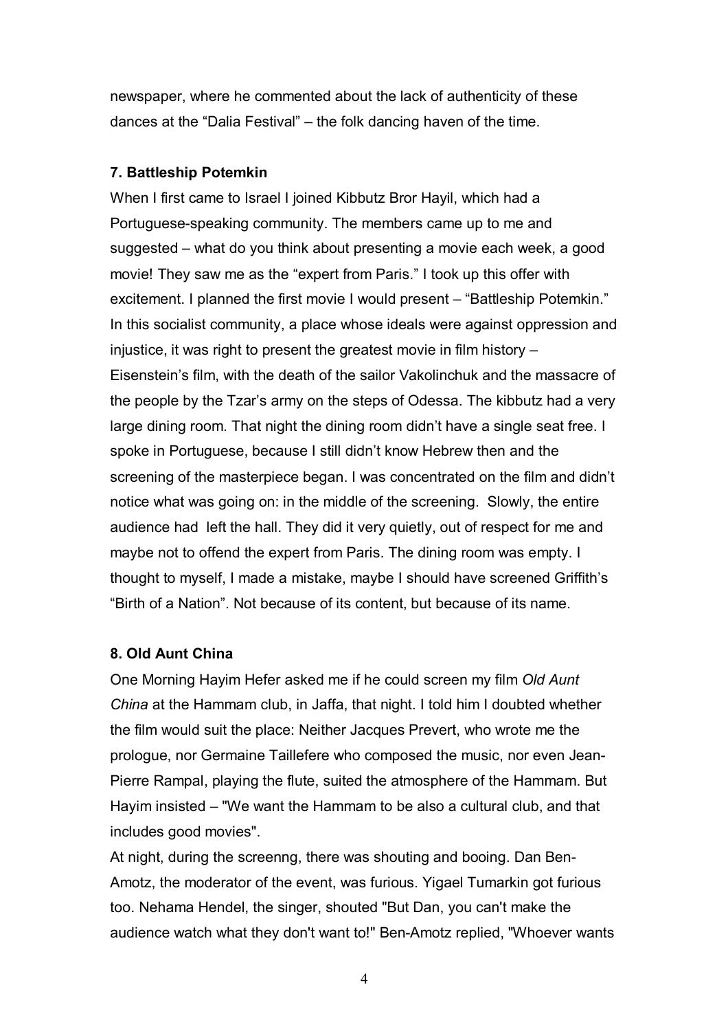newspaper, where he commented about the lack of authenticity of these dances at the "Dalia Festival" – the folk dancing haven of the time.

**7. Battleship Potemkin**

When I first came to Israel I joined Kibbutz Bror Hayil, which had a Portuguese-speaking community. The members came up to me and suggested – what do you think about presenting a movie each week, a good movie! They saw me as the "expert from Paris." I took up this offer with excitement. I planned the first movie I would present – "Battleship Potemkin." In this socialist community, a place whose ideals were against oppression and injustice, it was right to present the greatest movie in film history – Eisenstein's film, with the death of the sailor Vakolinchuk and the massacre of the people by the Tzar's army on the steps of Odessa. The kibbutz had a very large dining room. That night the dining room didn't have a single seat free. I spoke in Portuguese, because I still didn't know Hebrew then and the screening of the masterpiece began. I was concentrated on the film and didn't notice what was going on: in the middle of the screening. Slowly, the entire audience had left the hall. They did it very quietly, out of respect for me and maybe not to offend the expert from Paris. The dining room was empty. I thought to myself, I made a mistake, maybe I should have screened Griffith's "Birth of a Nation". Not because of its content, but because of its name.

**8. Old Aunt China**

One Morning Hayim Hefer asked me if he could screen my film *Old Aunt China* at the Hammam club, in Jaffa, that night. I told him I doubted whether the film would suit the place: Neither Jacques Prevert, who wrote me the prologue, nor Germaine Taillefere who composed the music, nor even Jean-Pierre Rampal, playing the flute, suited the atmosphere of the Hammam. But Hayim insisted – "We want the Hammam to be also a cultural club, and that includes good movies".

At night, during the screenng, there was shouting and booing. Dan Ben-Amotz, the moderator of the event, was furious. Yigael Tumarkin got furious too. Nehama Hendel, the singer, shouted "But Dan, you can't make the audience watch what they don't want to!" Ben-Amotz replied, "Whoever wants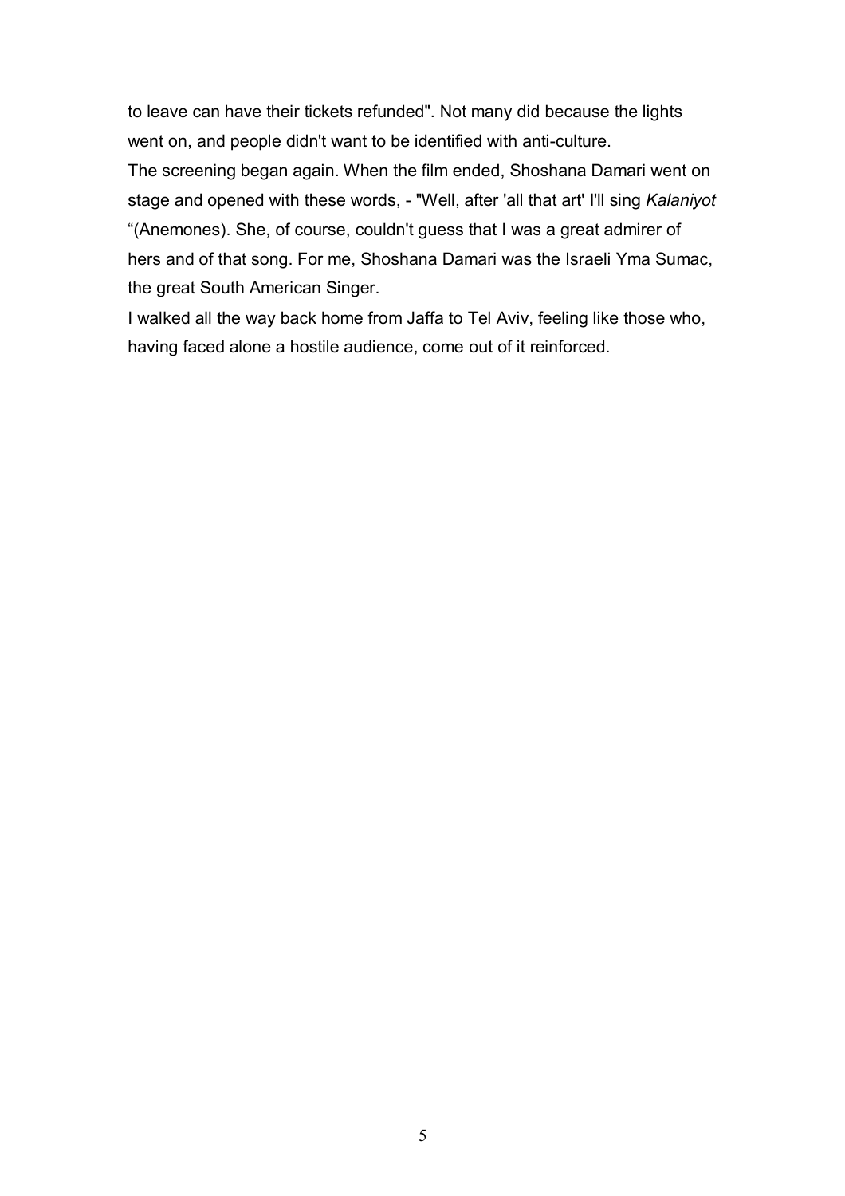to leave can have their tickets refunded". Not many did because the lights went on, and people didn't want to be identified with anti-culture.

The screening began again. When the film ended, Shoshana Damari went on stage and opened with these words, - "Well, after 'all that art' I'll sing *Kalaniyot* "(Anemones). She, of course, couldn't guess that I was a great admirer of hers and of that song. For me, Shoshana Damari was the Israeli Yma Sumac, the great South American Singer.

I walked all the way back home from Jaffa to Tel Aviv, feeling like those who, having faced alone a hostile audience, come out of it reinforced.